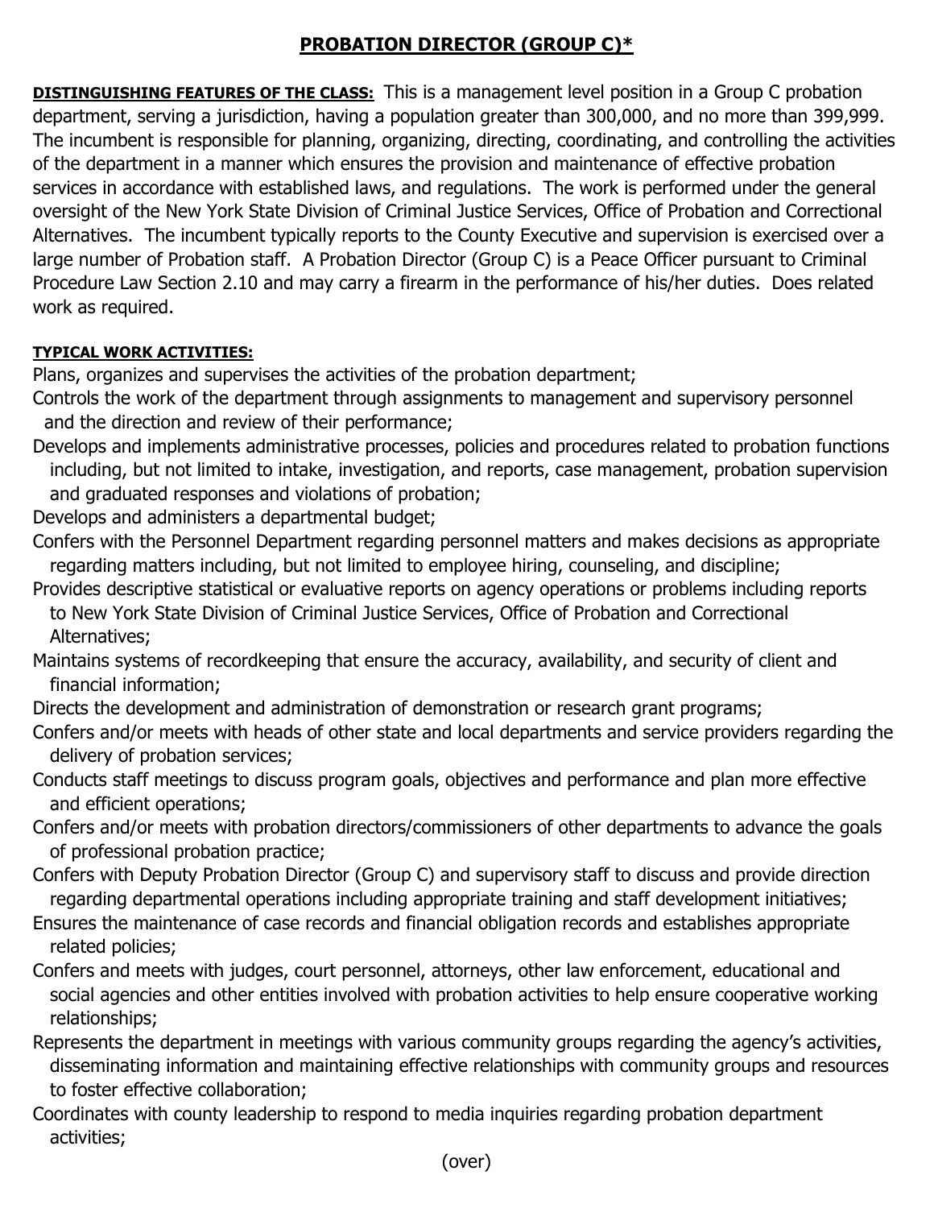# PROBATION DIRECTOR (GROUP C)*

**DISTINGUISHING FEATURES OF THE CLASS:** This is a management level position in a Group C probation department, serving a jurisdiction, having a population greater than 300,000, and no more than 399,999. The incumbent is responsible for planning, organizing, directing, coordinating, and controlling the activities of the department in a manner which ensures the provision and maintenance of effective probation services in accordance with established laws, and regulations. The work is performed under the general oversight of the New York State Division of Criminal Justice Services, Office of Probation and Correctional Alternatives. The incumbent typically reports to the County Executive and supervision is exercised over a large number of Probation staff. A Probation Director (Group C) is a Peace Officer pursuant to Criminal Procedure Law Section 2.10 and may carry a firearm in the performance of his/her duties. Does related work as required.

**TYPICAL WORK ACTIVITIES:**

Plans, organizes and supervises the activities of the probation department;

Controls the work of the department through assignments to management and supervisory personnel and the direction and review of their performance;

Develops and implements administrative processes, policies and procedures related to probation functions including, but not limited to intake, investigation, and reports, case management, probation supervision and graduated responses and violations of probation;

Develops and administers a departmental budget;

Confers with the Personnel Department regarding personnel matters and makes decisions as appropriate regarding matters including, but not limited to employee hiring, counseling, and discipline;

Provides descriptive statistical or evaluative reports on agency operations or problems including reports to New York State Division of Criminal Justice Services, Office of Probation and Correctional Alternatives;

Maintains systems of recordkeeping that ensure the accuracy, availability, and security of client and financial information;

Directs the development and administration of demonstration or research grant programs;

Confers and/or meets with heads of other state and local departments and service providers regarding the delivery of probation services;

Conducts staff meetings to discuss program goals, objectives and performance and plan more effective and efficient operations;

Confers and/or meets with probation directors/commissioners of other departments to advance the goals of professional probation practice;

Confers with Deputy Probation Director (Group C) and supervisory staff to discuss and provide direction regarding departmental operations including appropriate training and staff development initiatives;

Ensures the maintenance of case records and financial obligation records and establishes appropriate related policies;

Confers and meets with judges, court personnel, attorneys, other law enforcement, educational and social agencies and other entities involved with probation activities to help ensure cooperative working relationships;

Represents the department in meetings with various community groups regarding the agency's activities, disseminating information and maintaining effective relationships with community groups and resources to foster effective collaboration;

Coordinates with county leadership to respond to media inquiries regarding probation department activities;

(over)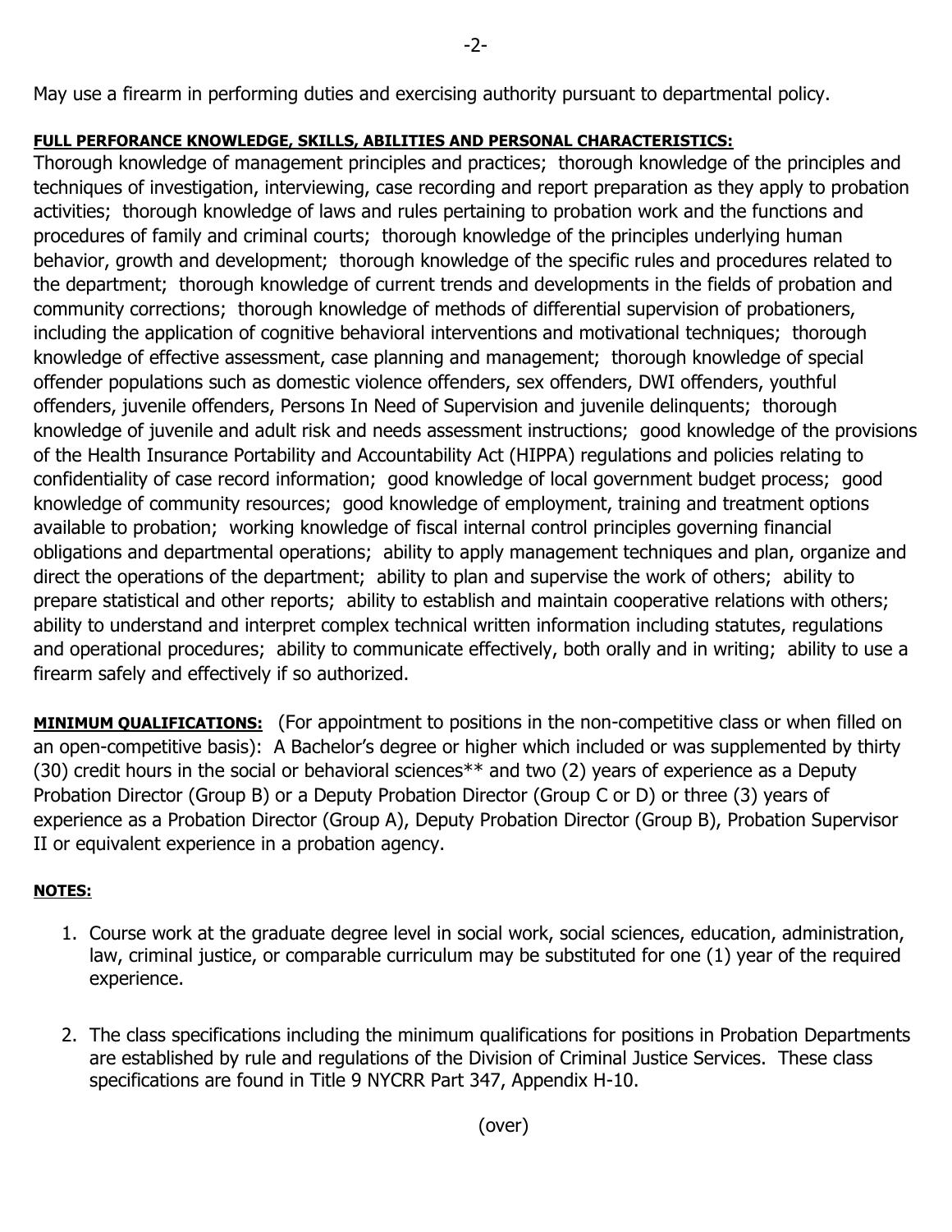May use a firearm in performing duties and exercising authority pursuant to departmental policy.

**FULL PERFORANCE KNOWLEDGE, SKILLS, ABILITIES AND PERSONAL CHARACTERISTICS:**
Thorough knowledge of management principles and practices; thorough knowledge of the principles and techniques of investigation, interviewing, case recording and report preparation as they apply to probation activities; thorough knowledge of laws and rules pertaining to probation work and the functions and procedures of family and criminal courts; thorough knowledge of the principles underlying human behavior, growth and development; thorough knowledge of the specific rules and procedures related to the department; thorough knowledge of current trends and developments in the fields of probation and community corrections; thorough knowledge of methods of differential supervision of probationers, including the application of cognitive behavioral interventions and motivational techniques; thorough knowledge of effective assessment, case planning and management; thorough knowledge of special offender populations such as domestic violence offenders, sex offenders, DWI offenders, youthful offenders, juvenile offenders, Persons In Need of Supervision and juvenile delinquents; thorough knowledge of juvenile and adult risk and needs assessment instructions; good knowledge of the provisions of the Health Insurance Portability and Accountability Act (HIPPA) regulations and policies relating to confidentiality of case record information; good knowledge of local government budget process; good knowledge of community resources; good knowledge of employment, training and treatment options available to probation; working knowledge of fiscal internal control principles governing financial obligations and departmental operations; ability to apply management techniques and plan, organize and direct the operations of the department; ability to plan and supervise the work of others; ability to prepare statistical and other reports; ability to establish and maintain cooperative relations with others; ability to understand and interpret complex technical written information including statutes, regulations and operational procedures; ability to communicate effectively, both orally and in writing; ability to use a firearm safely and effectively if so authorized.

**MINIMUM QUALIFICATIONS:** (For appointment to positions in the non-competitive class or when filled on an open-competitive basis): A Bachelor's degree or higher which included or was supplemented by thirty (30) credit hours in the social or behavioral sciences** and two (2) years of experience as a Deputy Probation Director (Group B) or a Deputy Probation Director (Group C or D) or three (3) years of experience as a Probation Director (Group A), Deputy Probation Director (Group B), Probation Supervisor II or equivalent experience in a probation agency.

**NOTES:**

1. Course work at the graduate degree level in social work, social sciences, education, administration, law, criminal justice, or comparable curriculum may be substituted for one (1) year of the required experience.

2. The class specifications including the minimum qualifications for positions in Probation Departments are established by rule and regulations of the Division of Criminal Justice Services. These class specifications are found in Title 9 NYCRR Part 347, Appendix H-10.

(over)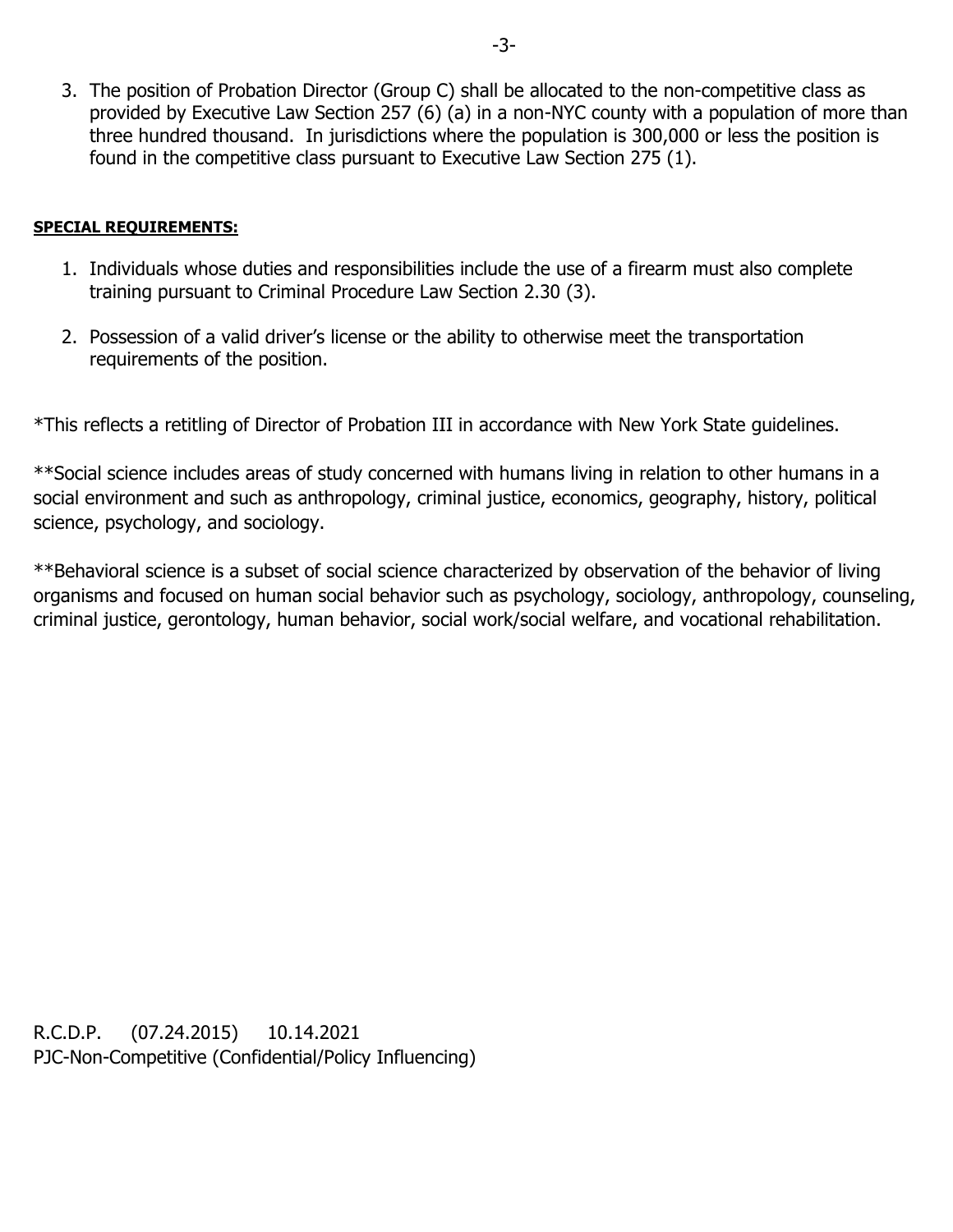3. The position of Probation Director (Group C) shall be allocated to the non-competitive class as provided by Executive Law Section 257 (6) (a) in a non-NYC county with a population of more than three hundred thousand. In jurisdictions where the population is 300,000 or less the position is found in the competitive class pursuant to Executive Law Section 275 (1).

**SPECIAL REQUIREMENTS:**

1. Individuals whose duties and responsibilities include the use of a firearm must also complete training pursuant to Criminal Procedure Law Section 2.30 (3).
2. Possession of a valid driver's license or the ability to otherwise meet the transportation requirements of the position.

*This reflects a retitling of Director of Probation III in accordance with New York State guidelines.

**Social science includes areas of study concerned with humans living in relation to other humans in a social environment and such as anthropology, criminal justice, economics, geography, history, political science, psychology, and sociology.

**Behavioral science is a subset of social science characterized by observation of the behavior of living organisms and focused on human social behavior such as psychology, sociology, anthropology, counseling, criminal justice, gerontology, human behavior, social work/social welfare, and vocational rehabilitation.

R.C.D.P. (07.24.2015) 10.14.2021
PJC-Non-Competitive (Confidential/Policy Influencing)